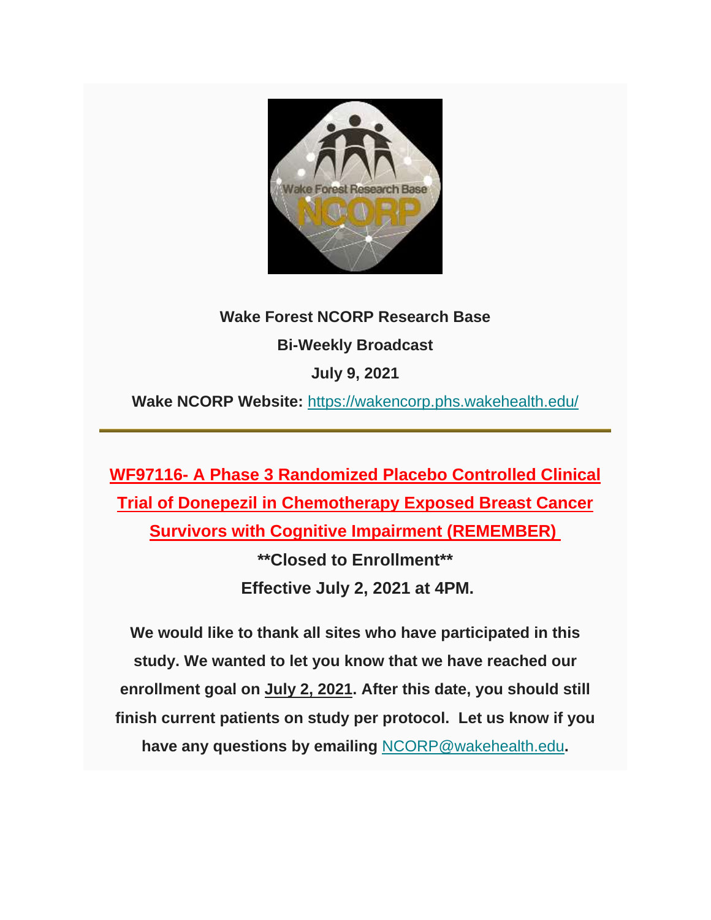**Wake Forest NCORP Research Base**

**Bi-Weekly Broadcast**

**July 9, 2021**

**Wake NCORP Website:** https://wakencorp.phs.wakehealth.edu/

---

## WF97116- A Phase 3 Randomized Placebo Controlled Clinical Trial of Donepezil in Chemotherapy Exposed Breast Cancer Survivors with Cognitive Impairment (REMEMBER)

****Closed to Enrollment****

**Effective July 2, 2021 at 4PM.**

**We would like to thank all sites who have participated in this study. We wanted to let you know that we have reached our enrollment goal on July 2, 2021. After this date, you should still finish current patients on study per protocol. Let us know if you have any questions by emailing** NCORP@wakehealth.edu**.**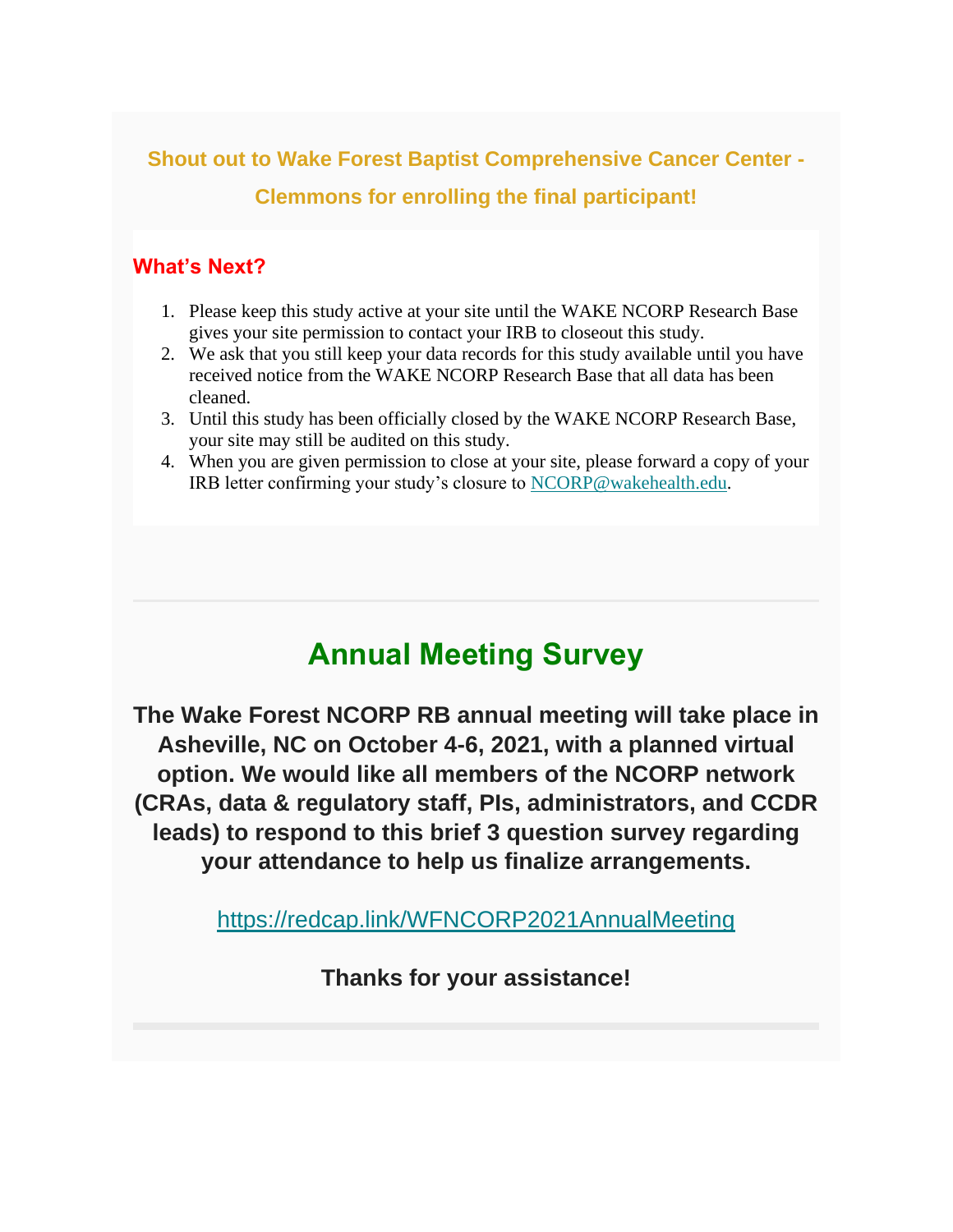**Shout out to Wake Forest Baptist Comprehensive Cancer Center - Clemmons for enrolling the final participant!**

### What's Next?

1. Please keep this study active at your site until the WAKE NCORP Research Base gives your site permission to contact your IRB to closeout this study.
2. We ask that you still keep your data records for this study available until you have received notice from the WAKE NCORP Research Base that all data has been cleaned.
3. Until this study has been officially closed by the WAKE NCORP Research Base, your site may still be audited on this study.
4. When you are given permission to close at your site, please forward a copy of your IRB letter confirming your study's closure to NCORP@wakehealth.edu.

---

## Annual Meeting Survey

**The Wake Forest NCORP RB annual meeting will take place in Asheville, NC on October 4-6, 2021, with a planned virtual option. We would like all members of the NCORP network (CRAs, data & regulatory staff, PIs, administrators, and CCDR leads) to respond to this brief 3 question survey regarding your attendance to help us finalize arrangements.**

https://redcap.link/WFNCORP2021AnnualMeeting

**Thanks for your assistance!**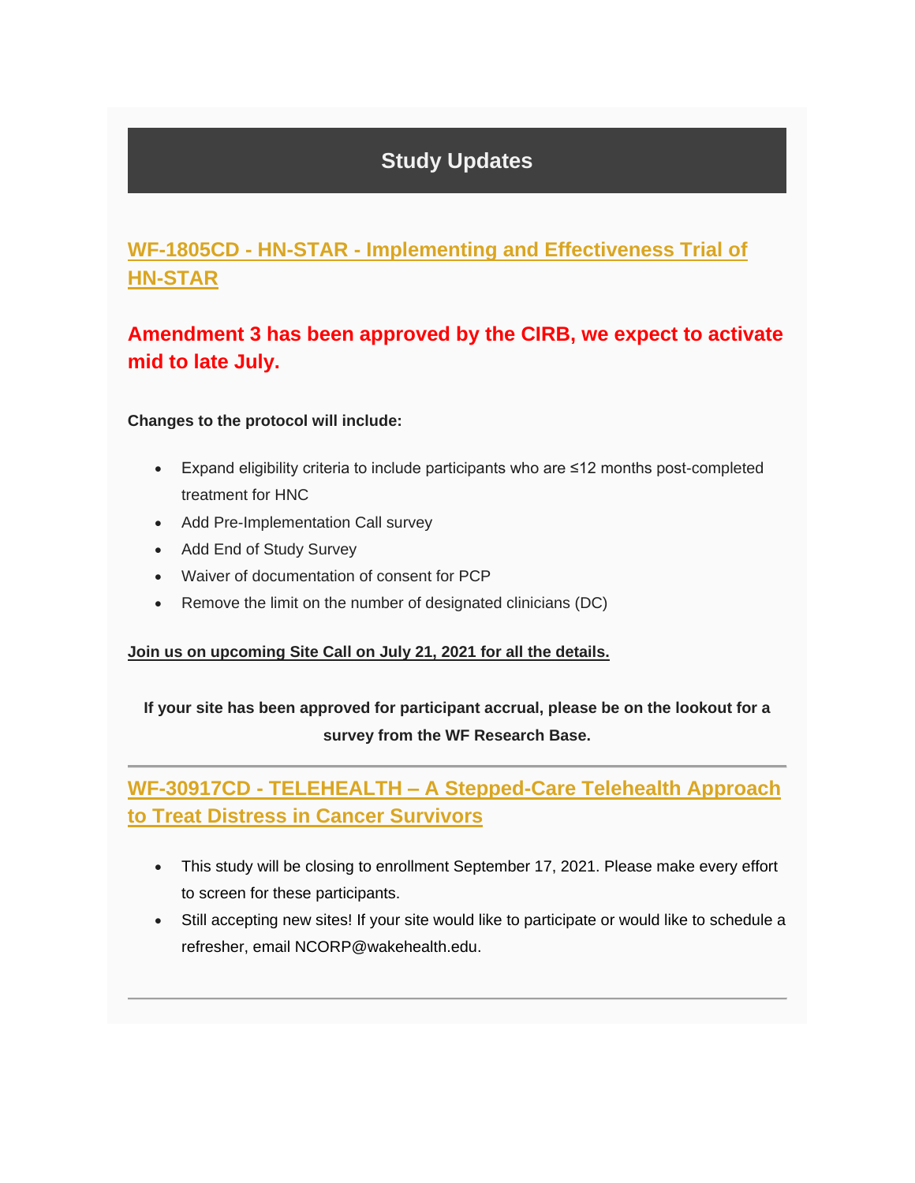# Study Updates

## WF-1805CD - HN-STAR - Implementing and Effectiveness Trial of HN-STAR

### Amendment 3 has been approved by the CIRB, we expect to activate mid to late July.

**Changes to the protocol will include:**

- Expand eligibility criteria to include participants who are ≤12 months post-completed treatment for HNC
- Add Pre-Implementation Call survey
- Add End of Study Survey
- Waiver of documentation of consent for PCP
- Remove the limit on the number of designated clinicians (DC)

**Join us on upcoming Site Call on July 21, 2021 for all the details.**

**If your site has been approved for participant accrual, please be on the lookout for a survey from the WF Research Base.**

---

## WF-30917CD - TELEHEALTH – A Stepped-Care Telehealth Approach to Treat Distress in Cancer Survivors

- This study will be closing to enrollment September 17, 2021. Please make every effort to screen for these participants.
- Still accepting new sites! If your site would like to participate or would like to schedule a refresher, email NCORP@wakehealth.edu.

---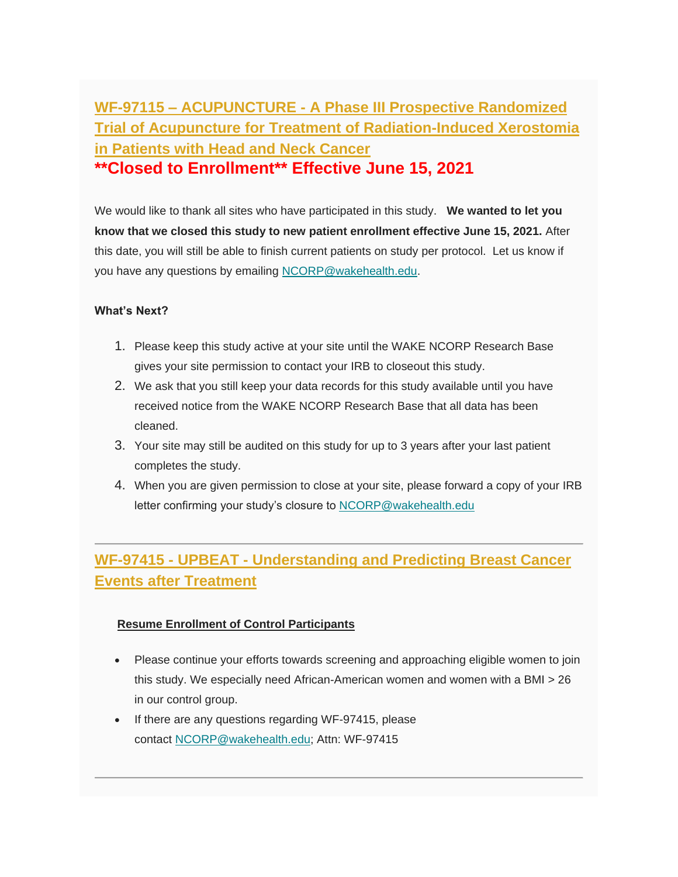## WF-97115 – ACUPUNCTURE - A Phase III Prospective Randomized Trial of Acupuncture for Treatment of Radiation-Induced Xerostomia in Patients with Head and Neck Cancer
## **Closed to Enrollment** Effective June 15, 2021

We would like to thank all sites who have participated in this study. **We wanted to let you know that we closed this study to new patient enrollment effective June 15, 2021.** After this date, you will still be able to finish current patients on study per protocol. Let us know if you have any questions by emailing NCORP@wakehealth.edu.

**What's Next?**

1. Please keep this study active at your site until the WAKE NCORP Research Base gives your site permission to contact your IRB to closeout this study.
2. We ask that you still keep your data records for this study available until you have received notice from the WAKE NCORP Research Base that all data has been cleaned.
3. Your site may still be audited on this study for up to 3 years after your last patient completes the study.
4. When you are given permission to close at your site, please forward a copy of your IRB letter confirming your study's closure to NCORP@wakehealth.edu

---

## WF-97415 - UPBEAT - Understanding and Predicting Breast Cancer Events after Treatment

**Resume Enrollment of Control Participants**

- Please continue your efforts towards screening and approaching eligible women to join this study. We especially need African-American women and women with a BMI > 26 in our control group.
- If there are any questions regarding WF-97415, please contact NCORP@wakehealth.edu; Attn: WF-97415

---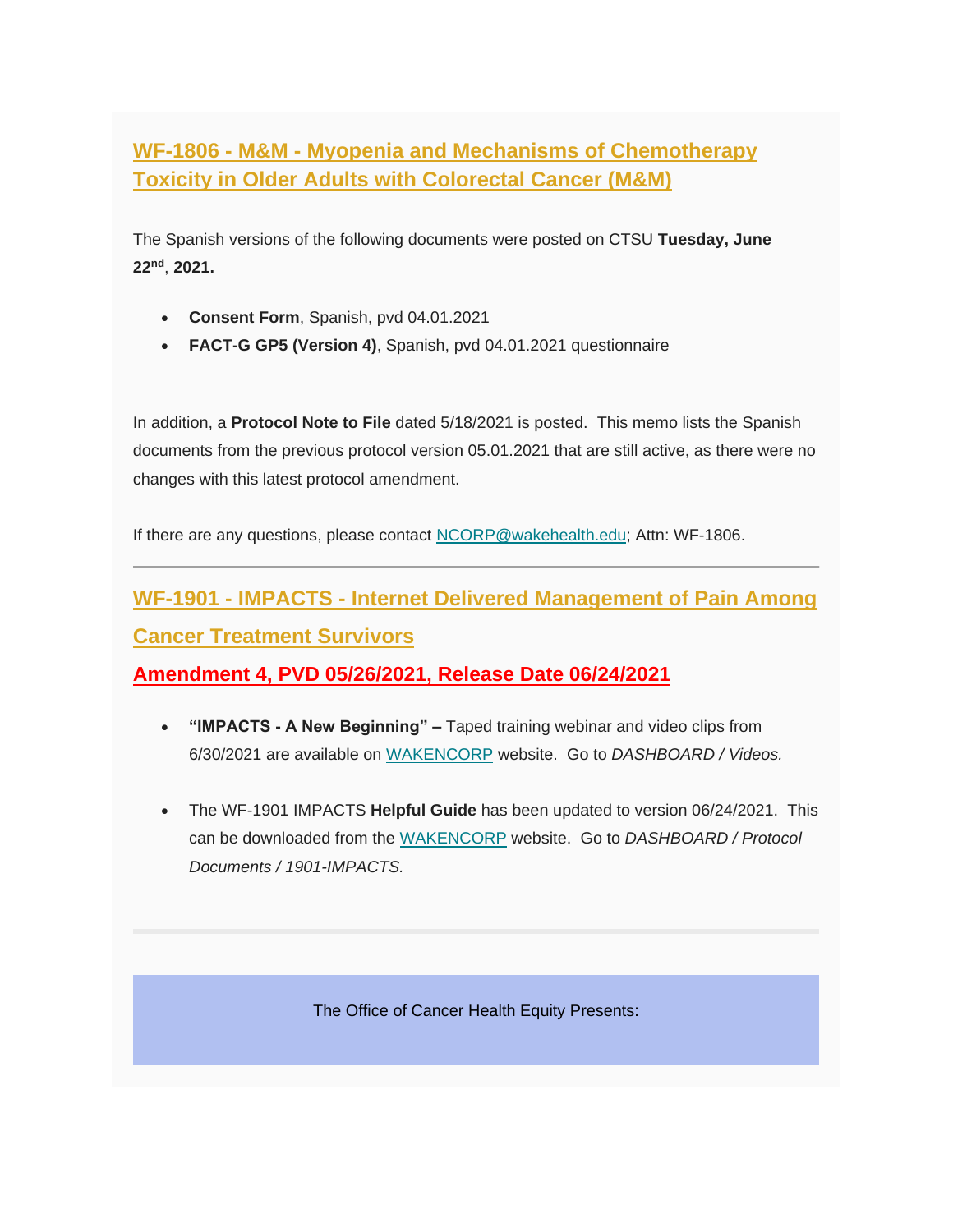## WF-1806 - M&M - Myopenia and Mechanisms of Chemotherapy Toxicity in Older Adults with Colorectal Cancer (M&M)

The Spanish versions of the following documents were posted on CTSU **Tuesday, June 22nd, 2021.**

- **Consent Form**, Spanish, pvd 04.01.2021
- **FACT-G GP5 (Version 4)**, Spanish, pvd 04.01.2021 questionnaire

In addition, a **Protocol Note to File** dated 5/18/2021 is posted. This memo lists the Spanish documents from the previous protocol version 05.01.2021 that are still active, as there were no changes with this latest protocol amendment.

If there are any questions, please contact NCORP@wakehealth.edu; Attn: WF-1806.

---

## WF-1901 - IMPACTS - Internet Delivered Management of Pain Among Cancer Treatment Survivors

### Amendment 4, PVD 05/26/2021, Release Date 06/24/2021

- **"IMPACTS - A New Beginning" –** Taped training webinar and video clips from 6/30/2021 are available on WAKENCORP website. Go to *DASHBOARD / Videos.*
- The WF-1901 IMPACTS **Helpful Guide** has been updated to version 06/24/2021. This can be downloaded from the WAKENCORP website. Go to *DASHBOARD / Protocol Documents / 1901-IMPACTS.*

---

The Office of Cancer Health Equity Presents: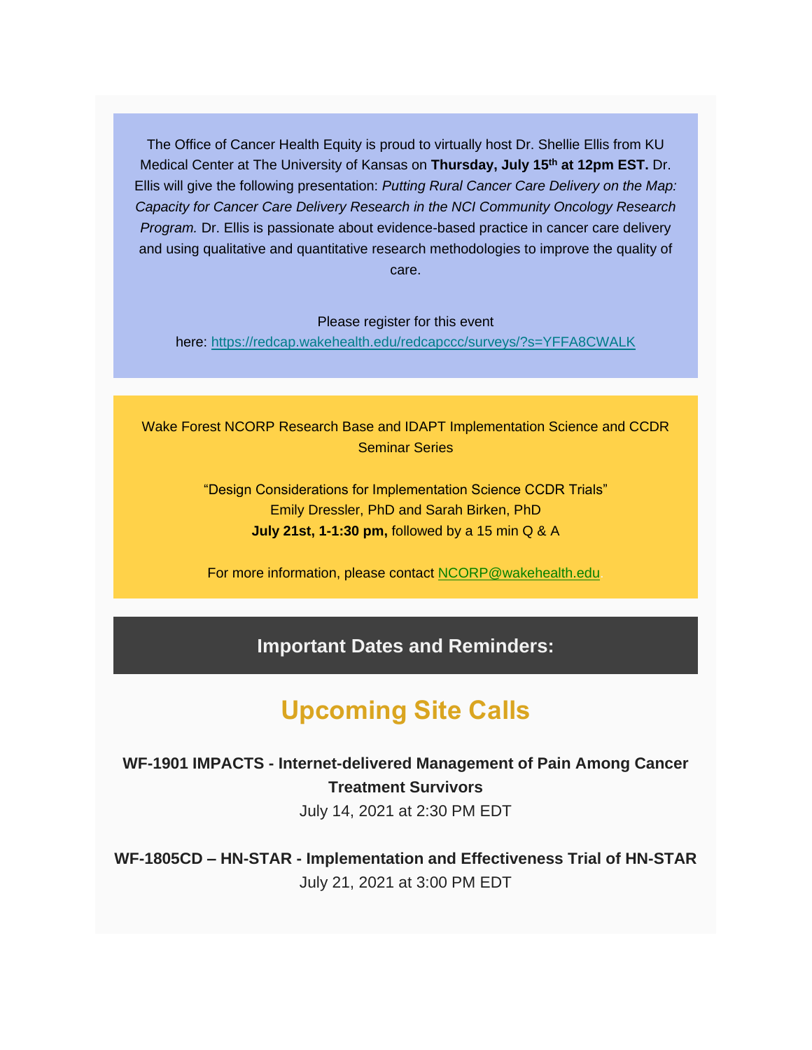The Office of Cancer Health Equity is proud to virtually host Dr. Shellie Ellis from KU Medical Center at The University of Kansas on **Thursday, July 15th at 12pm EST.** Dr. Ellis will give the following presentation: *Putting Rural Cancer Care Delivery on the Map: Capacity for Cancer Care Delivery Research in the NCI Community Oncology Research Program.* Dr. Ellis is passionate about evidence-based practice in cancer care delivery and using qualitative and quantitative research methodologies to improve the quality of care.

Please register for this event here: https://redcap.wakehealth.edu/redcapccc/surveys/?s=YFFA8CWALK

Wake Forest NCORP Research Base and IDAPT Implementation Science and CCDR Seminar Series

"Design Considerations for Implementation Science CCDR Trials"
Emily Dressler, PhD and Sarah Birken, PhD
**July 21st, 1-1:30 pm,** followed by a 15 min Q & A

For more information, please contact NCORP@wakehealth.edu

## Important Dates and Reminders:

# Upcoming Site Calls

**WF-1901 IMPACTS - Internet-delivered Management of Pain Among Cancer Treatment Survivors**
July 14, 2021 at 2:30 PM EDT

**WF-1805CD – HN-STAR - Implementation and Effectiveness Trial of HN-STAR**
July 21, 2021 at 3:00 PM EDT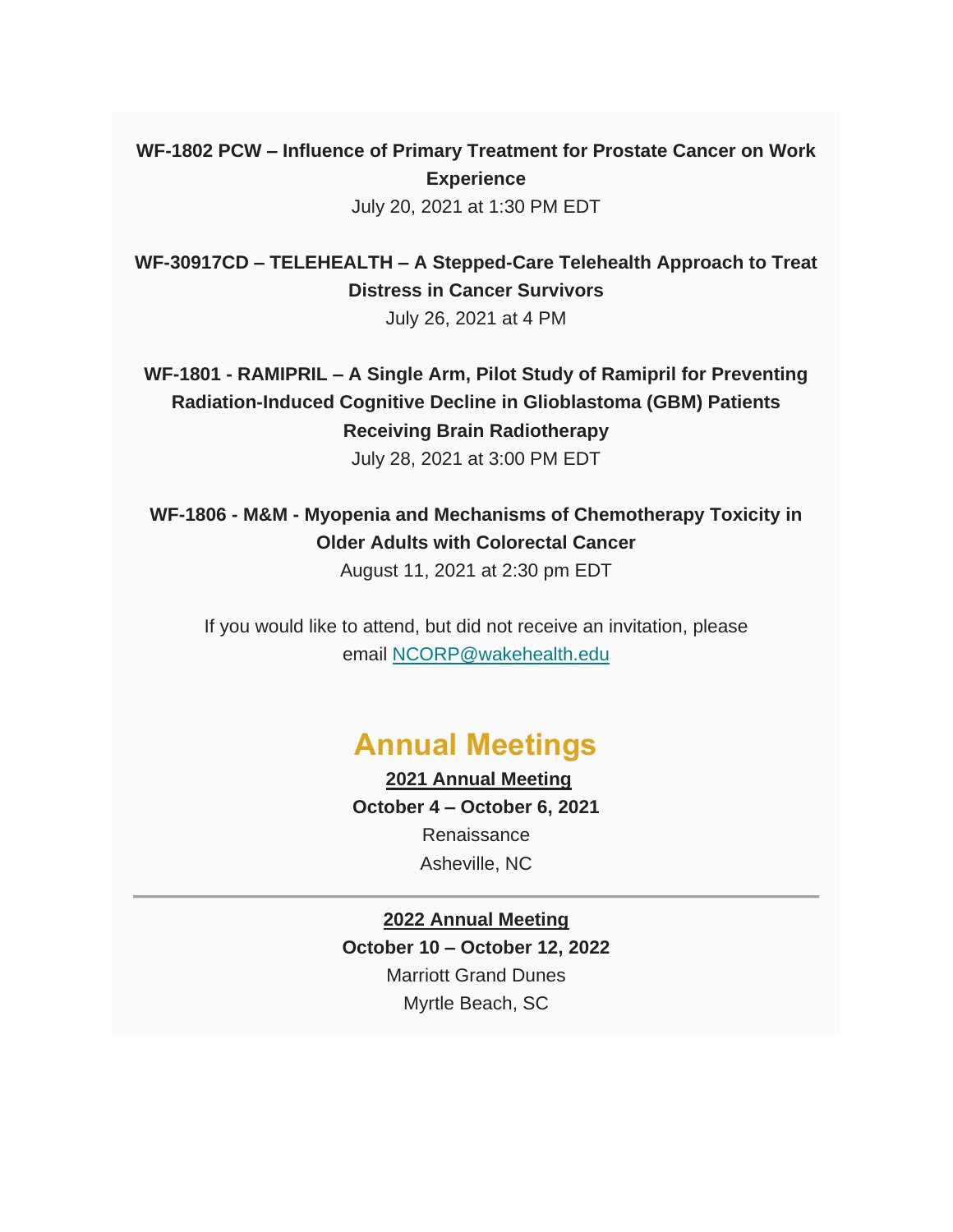**WF-1802 PCW – Influence of Primary Treatment for Prostate Cancer on Work Experience**
July 20, 2021 at 1:30 PM EDT

**WF-30917CD – TELEHEALTH – A Stepped-Care Telehealth Approach to Treat Distress in Cancer Survivors**
July 26, 2021 at 4 PM

**WF-1801 - RAMIPRIL – A Single Arm, Pilot Study of Ramipril for Preventing Radiation-Induced Cognitive Decline in Glioblastoma (GBM) Patients Receiving Brain Radiotherapy**
July 28, 2021 at 3:00 PM EDT

**WF-1806 - M&M - Myopenia and Mechanisms of Chemotherapy Toxicity in Older Adults with Colorectal Cancer**
August 11, 2021 at 2:30 pm EDT

If you would like to attend, but did not receive an invitation, please email NCORP@wakehealth.edu

## Annual Meetings

**2021 Annual Meeting**
**October 4 – October 6, 2021**
Renaissance
Asheville, NC

---

**2022 Annual Meeting**
**October 10 – October 12, 2022**
Marriott Grand Dunes
Myrtle Beach, SC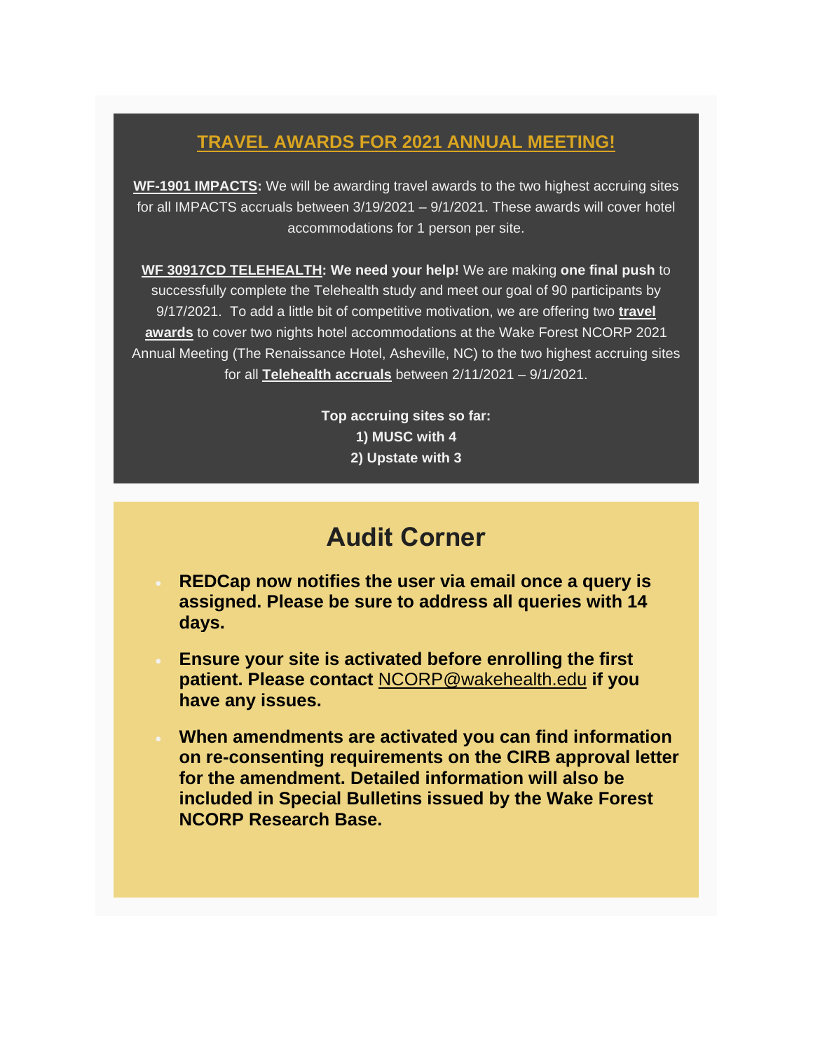## TRAVEL AWARDS FOR 2021 ANNUAL MEETING!

**WF-1901 IMPACTS:** We will be awarding travel awards to the two highest accruing sites for all IMPACTS accruals between 3/19/2021 – 9/1/2021. These awards will cover hotel accommodations for 1 person per site.

**WF 30917CD TELEHEALTH: We need your help!** We are making **one final push** to successfully complete the Telehealth study and meet our goal of 90 participants by 9/17/2021. To add a little bit of competitive motivation, we are offering two **travel awards** to cover two nights hotel accommodations at the Wake Forest NCORP 2021 Annual Meeting (The Renaissance Hotel, Asheville, NC) to the two highest accruing sites for all **Telehealth accruals** between 2/11/2021 – 9/1/2021.

**Top accruing sites so far:**
**1) MUSC with 4**
**2) Upstate with 3**

# Audit Corner

- **REDCap now notifies the user via email once a query is assigned. Please be sure to address all queries with 14 days.**
- **Ensure your site is activated before enrolling the first patient. Please contact** NCORP@wakehealth.edu **if you have any issues.**
- **When amendments are activated you can find information on re-consenting requirements on the CIRB approval letter for the amendment. Detailed information will also be included in Special Bulletins issued by the Wake Forest NCORP Research Base.**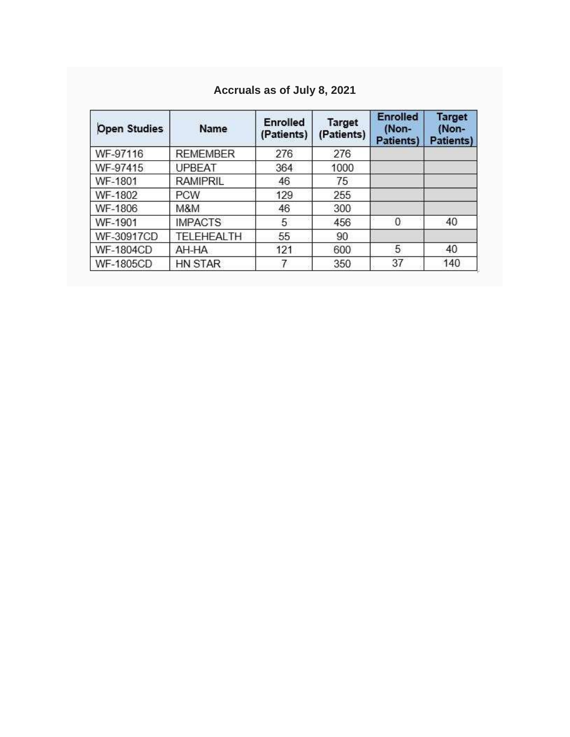## Accruals as of July 8, 2021

| Open Studies | Name | Enrolled (Patients) | Target (Patients) | Enrolled (Non-Patients) | Target (Non-Patients) |
|---|---|---|---|---|---|
| WF-97116 | REMEMBER | 276 | 276 | | |
| WF-97415 | UPBEAT | 364 | 1000 | | |
| WF-1801 | RAMIPRIL | 46 | 75 | | |
| WF-1802 | PCW | 129 | 255 | | |
| WF-1806 | M&M | 46 | 300 | | |
| WF-1901 | IMPACTS | 5 | 456 | 0 | 40 |
| WF-30917CD | TELEHEALTH | 55 | 90 | | |
| WF-1804CD | AH-HA | 121 | 600 | 5 | 40 |
| WF-1805CD | HN STAR | 7 | 350 | 37 | 140 |